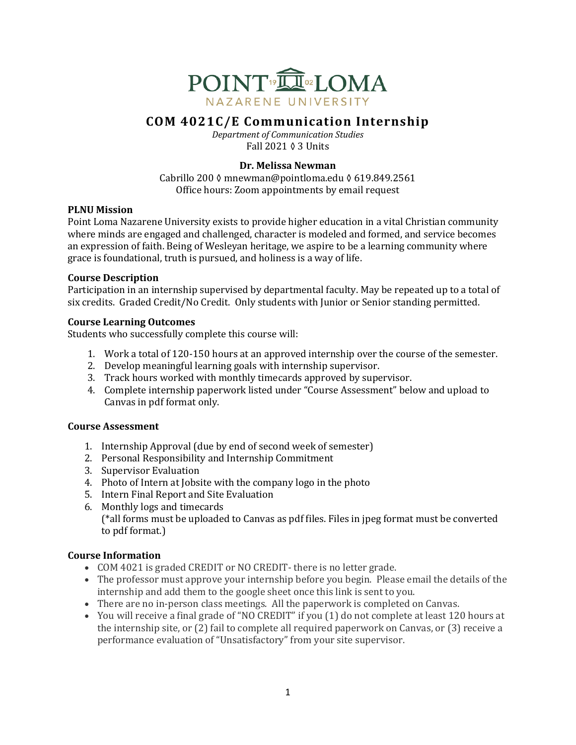POINT LOMA
NAZARENE UNIVERSITY

# COM 4021C/E Communication Internship

*Department of Communication Studies*
Fall 2021 ◊ 3 Units

**Dr. Melissa Newman**
Cabrillo 200 ◊ mnewman@pointloma.edu ◊ 619.849.2561
Office hours: Zoom appointments by email request

**PLNU Mission**
Point Loma Nazarene University exists to provide higher education in a vital Christian community where minds are engaged and challenged, character is modeled and formed, and service becomes an expression of faith. Being of Wesleyan heritage, we aspire to be a learning community where grace is foundational, truth is pursued, and holiness is a way of life.

**Course Description**
Participation in an internship supervised by departmental faculty. May be repeated up to a total of six credits. Graded Credit/No Credit. Only students with Junior or Senior standing permitted.

**Course Learning Outcomes**
Students who successfully complete this course will:

1. Work a total of 120-150 hours at an approved internship over the course of the semester.
2. Develop meaningful learning goals with internship supervisor.
3. Track hours worked with monthly timecards approved by supervisor.
4. Complete internship paperwork listed under "Course Assessment" below and upload to Canvas in pdf format only.

**Course Assessment**

1. Internship Approval (due by end of second week of semester)
2. Personal Responsibility and Internship Commitment
3. Supervisor Evaluation
4. Photo of Intern at Jobsite with the company logo in the photo
5. Intern Final Report and Site Evaluation
6. Monthly logs and timecards
   (*all forms must be uploaded to Canvas as pdf files. Files in jpeg format must be converted to pdf format.)

**Course Information**

- COM 4021 is graded CREDIT or NO CREDIT- there is no letter grade.
- The professor must approve your internship before you begin. Please email the details of the internship and add them to the google sheet once this link is sent to you.
- There are no in-person class meetings. All the paperwork is completed on Canvas.
- You will receive a final grade of "NO CREDIT" if you (1) do not complete at least 120 hours at the internship site, or (2) fail to complete all required paperwork on Canvas, or (3) receive a performance evaluation of "Unsatisfactory" from your site supervisor.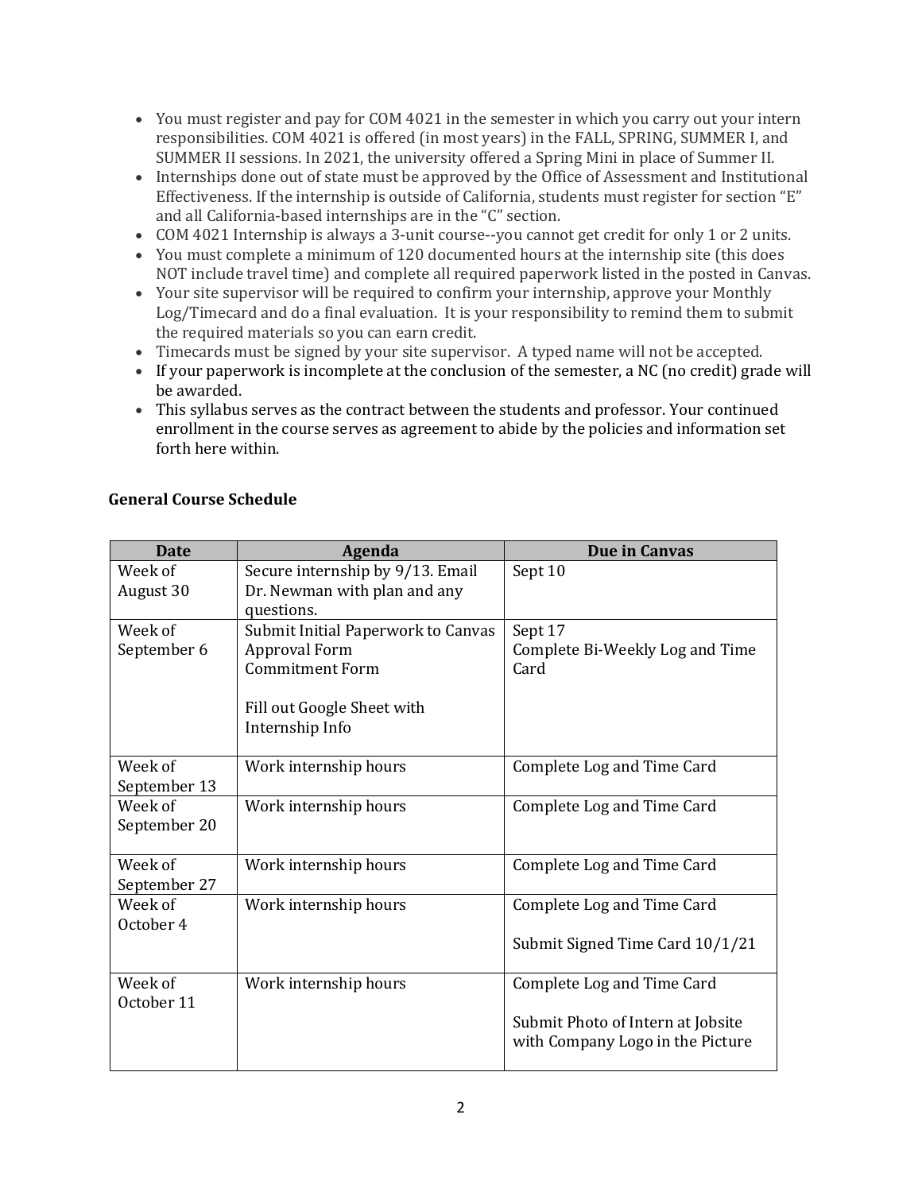- You must register and pay for COM 4021 in the semester in which you carry out your intern responsibilities. COM 4021 is offered (in most years) in the FALL, SPRING, SUMMER I, and SUMMER II sessions. In 2021, the university offered a Spring Mini in place of Summer II.
- Internships done out of state must be approved by the Office of Assessment and Institutional Effectiveness. If the internship is outside of California, students must register for section "E" and all California-based internships are in the "C" section.
- COM 4021 Internship is always a 3-unit course--you cannot get credit for only 1 or 2 units.
- You must complete a minimum of 120 documented hours at the internship site (this does NOT include travel time) and complete all required paperwork listed in the posted in Canvas.
- Your site supervisor will be required to confirm your internship, approve your Monthly Log/Timecard and do a final evaluation. It is your responsibility to remind them to submit the required materials so you can earn credit.
- Timecards must be signed by your site supervisor. A typed name will not be accepted.
- If your paperwork is incomplete at the conclusion of the semester, a NC (no credit) grade will be awarded.
- This syllabus serves as the contract between the students and professor. Your continued enrollment in the course serves as agreement to abide by the policies and information set forth here within.

**General Course Schedule**

| Date | Agenda | Due in Canvas |
|---|---|---|
| Week of August 30 | Secure internship by 9/13. Email Dr. Newman with plan and any questions. | Sept 10 |
| Week of September 6 | Submit Initial Paperwork to Canvas<br>Approval Form<br>Commitment Form<br><br>Fill out Google Sheet with Internship Info | Sept 17<br>Complete Bi-Weekly Log and Time Card |
| Week of September 13 | Work internship hours | Complete Log and Time Card |
| Week of September 20 | Work internship hours | Complete Log and Time Card |
| Week of September 27 | Work internship hours | Complete Log and Time Card |
| Week of October 4 | Work internship hours | Complete Log and Time Card<br><br>Submit Signed Time Card 10/1/21 |
| Week of October 11 | Work internship hours | Complete Log and Time Card<br><br>Submit Photo of Intern at Jobsite with Company Logo in the Picture |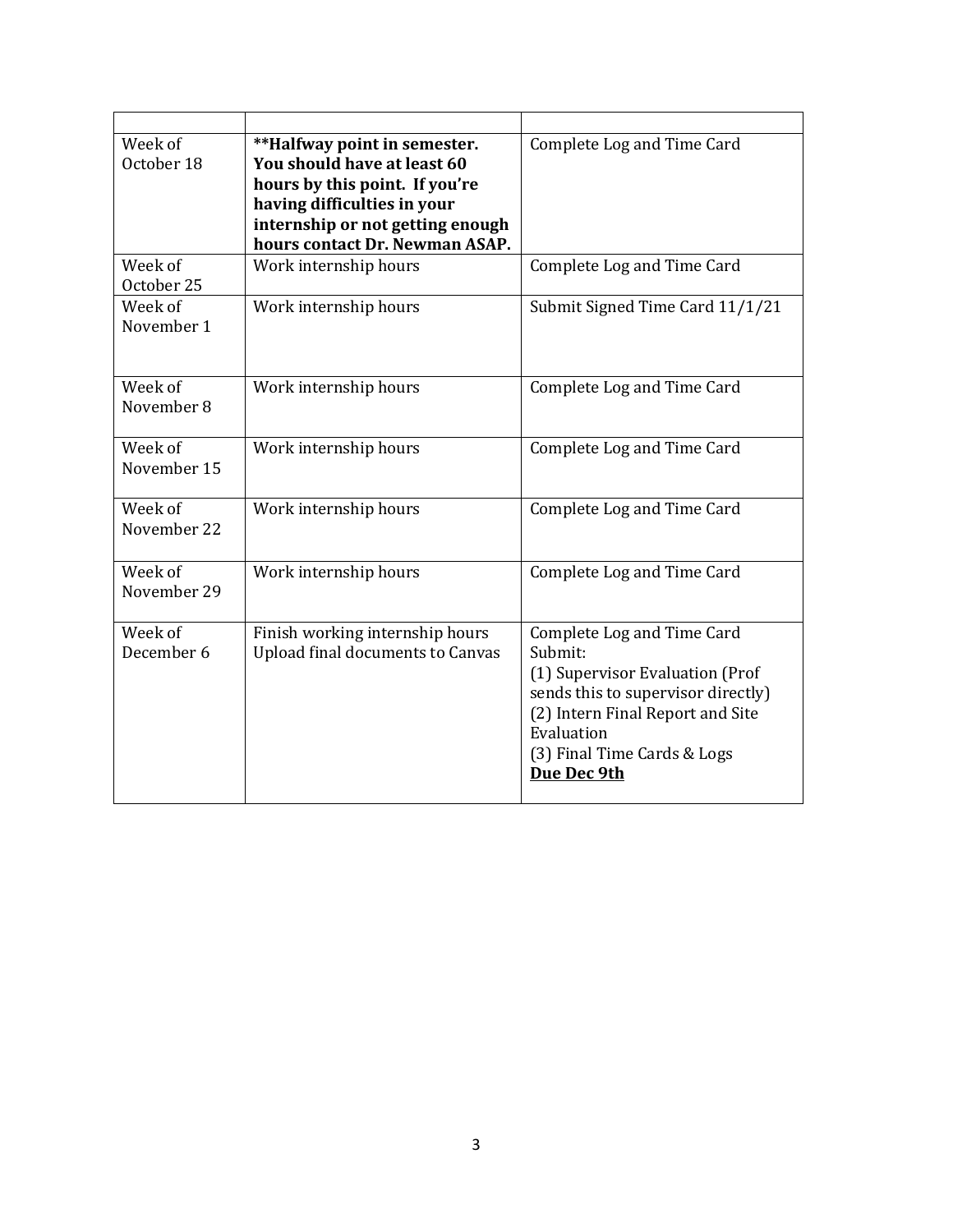| | | |
|---|---|---|
| Week of October 18 | **\*\*Halfway point in semester. You should have at least 60 hours by this point. If you're having difficulties in your internship or not getting enough hours contact Dr. Newman ASAP.** | Complete Log and Time Card |
| Week of October 25 | Work internship hours | Complete Log and Time Card |
| Week of November 1 | Work internship hours | Submit Signed Time Card 11/1/21 |
| Week of November 8 | Work internship hours | Complete Log and Time Card |
| Week of November 15 | Work internship hours | Complete Log and Time Card |
| Week of November 22 | Work internship hours | Complete Log and Time Card |
| Week of November 29 | Work internship hours | Complete Log and Time Card |
| Week of December 6 | Finish working internship hours<br>Upload final documents to Canvas | Complete Log and Time Card<br>Submit:<br>(1) Supervisor Evaluation (Prof sends this to supervisor directly)<br>(2) Intern Final Report and Site Evaluation<br>(3) Final Time Cards & Logs<br>**Due Dec 9th** |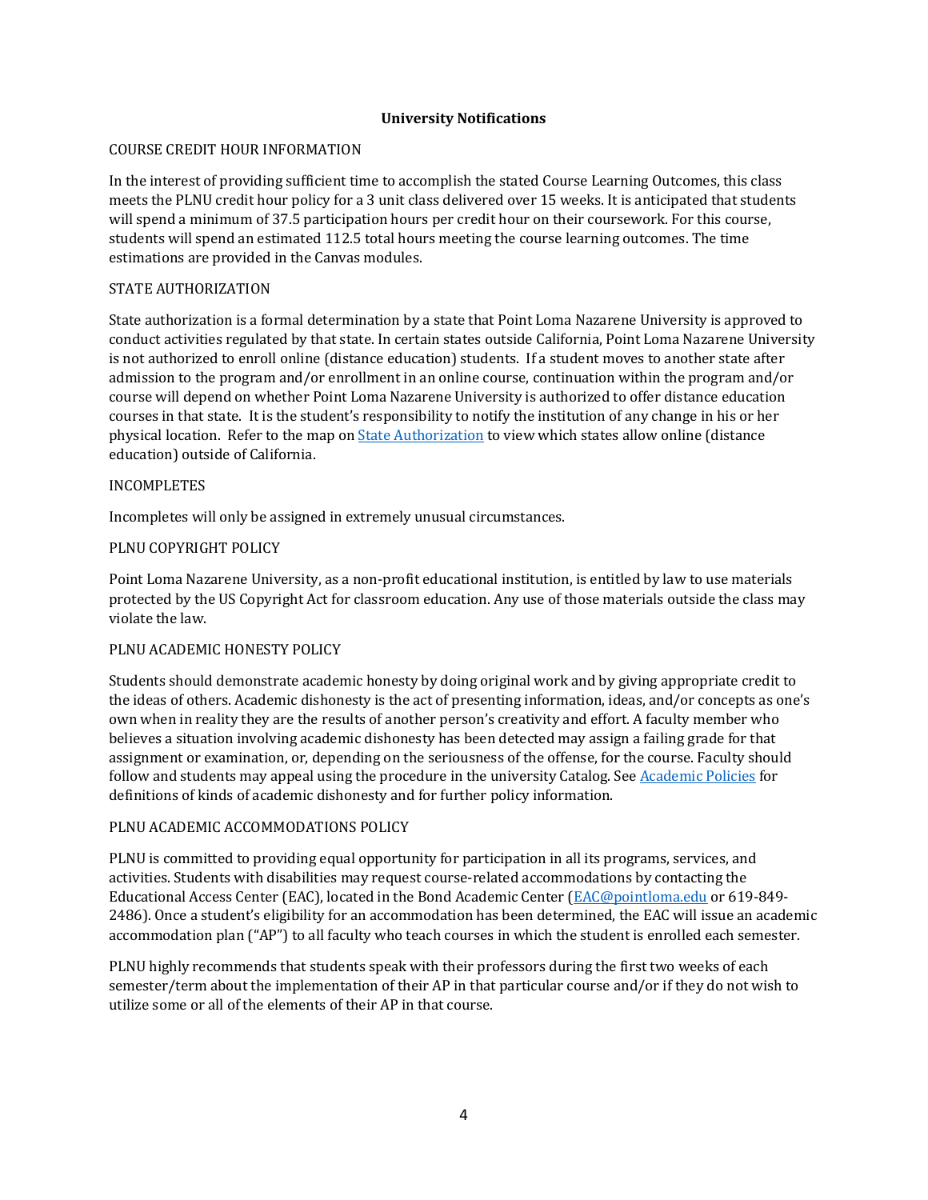**University Notifications**

COURSE CREDIT HOUR INFORMATION

In the interest of providing sufficient time to accomplish the stated Course Learning Outcomes, this class meets the PLNU credit hour policy for a 3 unit class delivered over 15 weeks. It is anticipated that students will spend a minimum of 37.5 participation hours per credit hour on their coursework. For this course, students will spend an estimated 112.5 total hours meeting the course learning outcomes. The time estimations are provided in the Canvas modules.

STATE AUTHORIZATION

State authorization is a formal determination by a state that Point Loma Nazarene University is approved to conduct activities regulated by that state. In certain states outside California, Point Loma Nazarene University is not authorized to enroll online (distance education) students. If a student moves to another state after admission to the program and/or enrollment in an online course, continuation within the program and/or course will depend on whether Point Loma Nazarene University is authorized to offer distance education courses in that state. It is the student's responsibility to notify the institution of any change in his or her physical location. Refer to the map on [State Authorization] to view which states allow online (distance education) outside of California.

INCOMPLETES

Incompletes will only be assigned in extremely unusual circumstances.

PLNU COPYRIGHT POLICY

Point Loma Nazarene University, as a non-profit educational institution, is entitled by law to use materials protected by the US Copyright Act for classroom education. Any use of those materials outside the class may violate the law.

PLNU ACADEMIC HONESTY POLICY

Students should demonstrate academic honesty by doing original work and by giving appropriate credit to the ideas of others. Academic dishonesty is the act of presenting information, ideas, and/or concepts as one's own when in reality they are the results of another person's creativity and effort. A faculty member who believes a situation involving academic dishonesty has been detected may assign a failing grade for that assignment or examination, or, depending on the seriousness of the offense, for the course. Faculty should follow and students may appeal using the procedure in the university Catalog. See [Academic Policies] for definitions of kinds of academic dishonesty and for further policy information.

PLNU ACADEMIC ACCOMMODATIONS POLICY

PLNU is committed to providing equal opportunity for participation in all its programs, services, and activities. Students with disabilities may request course-related accommodations by contacting the Educational Access Center (EAC), located in the Bond Academic Center (EAC@pointloma.edu or 619-849-2486). Once a student's eligibility for an accommodation has been determined, the EAC will issue an academic accommodation plan ("AP") to all faculty who teach courses in which the student is enrolled each semester.

PLNU highly recommends that students speak with their professors during the first two weeks of each semester/term about the implementation of their AP in that particular course and/or if they do not wish to utilize some or all of the elements of their AP in that course.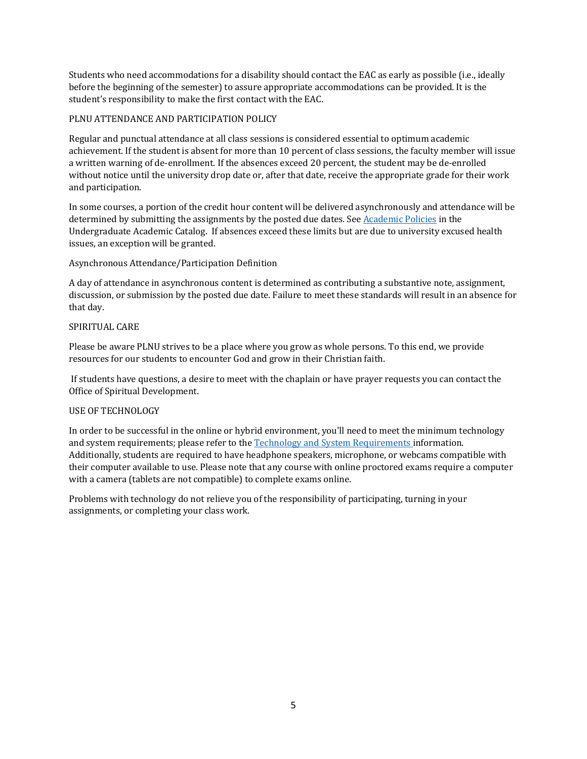Students who need accommodations for a disability should contact the EAC as early as possible (i.e., ideally before the beginning of the semester) to assure appropriate accommodations can be provided. It is the student's responsibility to make the first contact with the EAC.

## PLNU ATTENDANCE AND PARTICIPATION POLICY

Regular and punctual attendance at all class sessions is considered essential to optimum academic achievement. If the student is absent for more than 10 percent of class sessions, the faculty member will issue a written warning of de-enrollment. If the absences exceed 20 percent, the student may be de-enrolled without notice until the university drop date or, after that date, receive the appropriate grade for their work and participation.

In some courses, a portion of the credit hour content will be delivered asynchronously and attendance will be determined by submitting the assignments by the posted due dates. See [Academic Policies](Academic Policies) in the Undergraduate Academic Catalog. If absences exceed these limits but are due to university excused health issues, an exception will be granted.

### Asynchronous Attendance/Participation Definition

A day of attendance in asynchronous content is determined as contributing a substantive note, assignment, discussion, or submission by the posted due date. Failure to meet these standards will result in an absence for that day.

## SPIRITUAL CARE

Please be aware PLNU strives to be a place where you grow as whole persons. To this end, we provide resources for our students to encounter God and grow in their Christian faith.

If students have questions, a desire to meet with the chaplain or have prayer requests you can contact the Office of Spiritual Development.

## USE OF TECHNOLOGY

In order to be successful in the online or hybrid environment, you'll need to meet the minimum technology and system requirements; please refer to the [Technology and System Requirements](Technology and System Requirements) information. Additionally, students are required to have headphone speakers, microphone, or webcams compatible with their computer available to use. Please note that any course with online proctored exams require a computer with a camera (tablets are not compatible) to complete exams online.

Problems with technology do not relieve you of the responsibility of participating, turning in your assignments, or completing your class work.